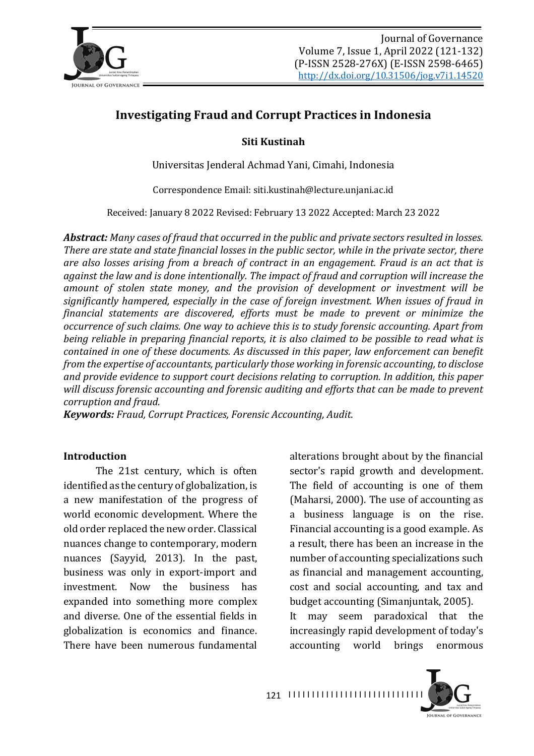# Investigating Fraud and Corrupt Practices in Indonesia

**Siti Kustinah**

Universitas Jenderal Achmad Yani, Cimahi, Indonesia

Correspondence Email: siti.kustinah@lecture.unjani.ac.id

Received: January 8 2022 Revised: February 13 2022 Accepted: March 23 2022

***Abstract:*** *Many cases of fraud that occurred in the public and private sectors resulted in losses. There are state and state financial losses in the public sector, while in the private sector, there are also losses arising from a breach of contract in an engagement. Fraud is an act that is against the law and is done intentionally. The impact of fraud and corruption will increase the amount of stolen state money, and the provision of development or investment will be significantly hampered, especially in the case of foreign investment. When issues of fraud in financial statements are discovered, efforts must be made to prevent or minimize the occurrence of such claims. One way to achieve this is to study forensic accounting. Apart from being reliable in preparing financial reports, it is also claimed to be possible to read what is contained in one of these documents. As discussed in this paper, law enforcement can benefit from the expertise of accountants, particularly those working in forensic accounting, to disclose and provide evidence to support court decisions relating to corruption. In addition, this paper will discuss forensic accounting and forensic auditing and efforts that can be made to prevent corruption and fraud.*

***Keywords:*** *Fraud, Corrupt Practices, Forensic Accounting, Audit.*

## Introduction

The 21st century, which is often identified as the century of globalization, is a new manifestation of the progress of world economic development. Where the old order replaced the new order. Classical nuances change to contemporary, modern nuances (Sayyid, 2013). In the past, business was only in export-import and investment. Now the business has expanded into something more complex and diverse. One of the essential fields in globalization is economics and finance. There have been numerous fundamental alterations brought about by the financial sector's rapid growth and development. The field of accounting is one of them (Maharsi, 2000). The use of accounting as a business language is on the rise. Financial accounting is a good example. As a result, there has been an increase in the number of accounting specializations such as financial and management accounting, cost and social accounting, and tax and budget accounting (Simanjuntak, 2005).

It may seem paradoxical that the increasingly rapid development of today's accounting world brings enormous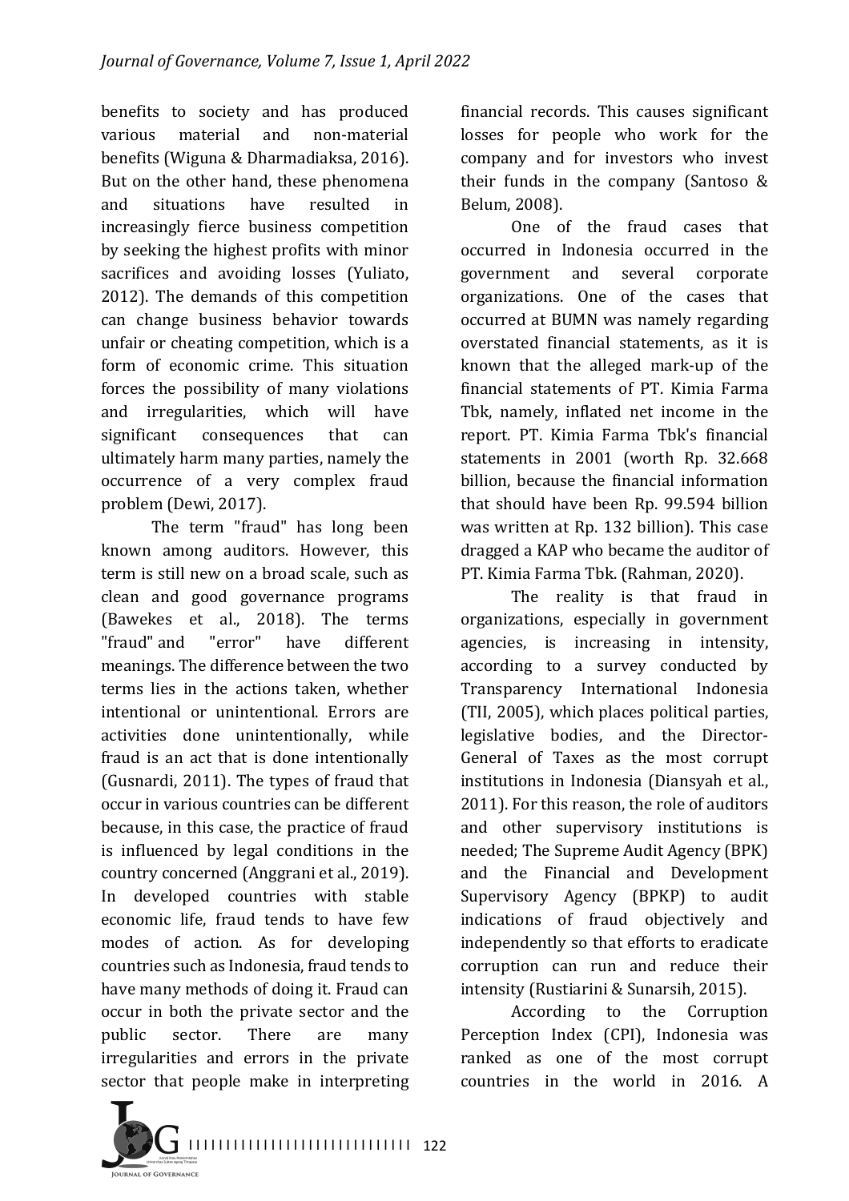benefits to society and has produced various material and non-material benefits (Wiguna & Dharmadiaksa, 2016). But on the other hand, these phenomena and situations have resulted in increasingly fierce business competition by seeking the highest profits with minor sacrifices and avoiding losses (Yuliato, 2012). The demands of this competition can change business behavior towards unfair or cheating competition, which is a form of economic crime. This situation forces the possibility of many violations and irregularities, which will have significant consequences that can ultimately harm many parties, namely the occurrence of a very complex fraud problem (Dewi, 2017).

The term "fraud" has long been known among auditors. However, this term is still new on a broad scale, such as clean and good governance programs (Bawekes et al., 2018). The terms "fraud" and "error" have different meanings. The difference between the two terms lies in the actions taken, whether intentional or unintentional. Errors are activities done unintentionally, while fraud is an act that is done intentionally (Gusnardi, 2011). The types of fraud that occur in various countries can be different because, in this case, the practice of fraud is influenced by legal conditions in the country concerned (Anggrani et al., 2019). In developed countries with stable economic life, fraud tends to have few modes of action. As for developing countries such as Indonesia, fraud tends to have many methods of doing it. Fraud can occur in both the private sector and the public sector. There are many irregularities and errors in the private sector that people make in interpreting financial records. This causes significant losses for people who work for the company and for investors who invest their funds in the company (Santoso & Belum, 2008).

One of the fraud cases that occurred in Indonesia occurred in the government and several corporate organizations. One of the cases that occurred at BUMN was namely regarding overstated financial statements, as it is known that the alleged mark-up of the financial statements of PT. Kimia Farma Tbk, namely, inflated net income in the report. PT. Kimia Farma Tbk's financial statements in 2001 (worth Rp. 32.668 billion, because the financial information that should have been Rp. 99.594 billion was written at Rp. 132 billion). This case dragged a KAP who became the auditor of PT. Kimia Farma Tbk. (Rahman, 2020).

The reality is that fraud in organizations, especially in government agencies, is increasing in intensity, according to a survey conducted by Transparency International Indonesia (TII, 2005), which places political parties, legislative bodies, and the Director-General of Taxes as the most corrupt institutions in Indonesia (Diansyah et al., 2011). For this reason, the role of auditors and other supervisory institutions is needed; The Supreme Audit Agency (BPK) and the Financial and Development Supervisory Agency (BPKP) to audit indications of fraud objectively and independently so that efforts to eradicate corruption can run and reduce their intensity (Rustiarini & Sunarsih, 2015).

According to the Corruption Perception Index (CPI), Indonesia was ranked as one of the most corrupt countries in the world in 2016. A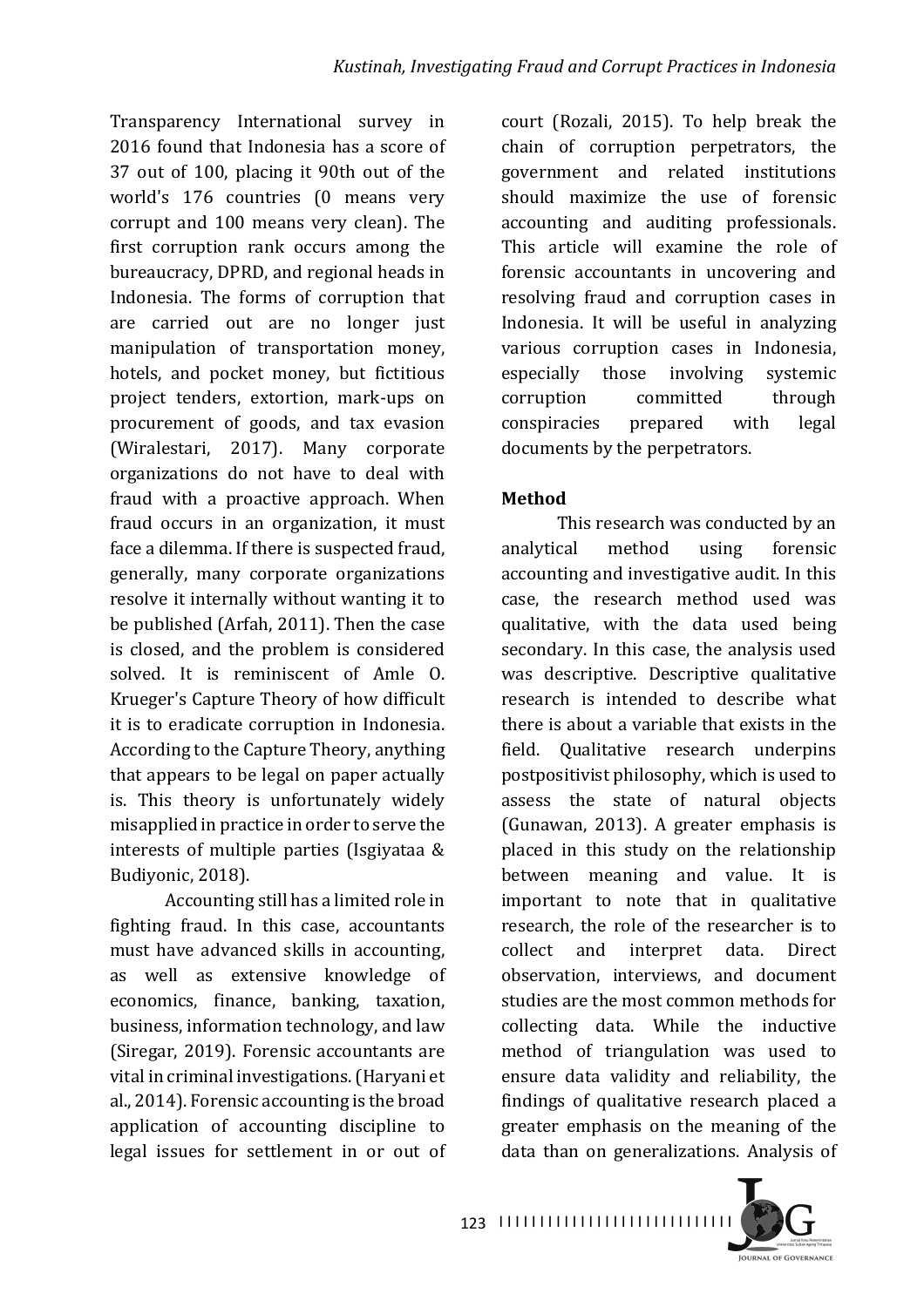Transparency International survey in 2016 found that Indonesia has a score of 37 out of 100, placing it 90th out of the world's 176 countries (0 means very corrupt and 100 means very clean). The first corruption rank occurs among the bureaucracy, DPRD, and regional heads in Indonesia. The forms of corruption that are carried out are no longer just manipulation of transportation money, hotels, and pocket money, but fictitious project tenders, extortion, mark-ups on procurement of goods, and tax evasion (Wiralestari, 2017). Many corporate organizations do not have to deal with fraud with a proactive approach. When fraud occurs in an organization, it must face a dilemma. If there is suspected fraud, generally, many corporate organizations resolve it internally without wanting it to be published (Arfah, 2011). Then the case is closed, and the problem is considered solved. It is reminiscent of Amle O. Krueger's Capture Theory of how difficult it is to eradicate corruption in Indonesia. According to the Capture Theory, anything that appears to be legal on paper actually is. This theory is unfortunately widely misapplied in practice in order to serve the interests of multiple parties (Isgiyataa & Budiyonic, 2018).

Accounting still has a limited role in fighting fraud. In this case, accountants must have advanced skills in accounting, as well as extensive knowledge of economics, finance, banking, taxation, business, information technology, and law (Siregar, 2019). Forensic accountants are vital in criminal investigations. (Haryani et al., 2014). Forensic accounting is the broad application of accounting discipline to legal issues for settlement in or out of court (Rozali, 2015). To help break the chain of corruption perpetrators, the government and related institutions should maximize the use of forensic accounting and auditing professionals. This article will examine the role of forensic accountants in uncovering and resolving fraud and corruption cases in Indonesia. It will be useful in analyzing various corruption cases in Indonesia, especially those involving systemic corruption committed through conspiracies prepared with legal documents by the perpetrators.

**Method**

This research was conducted by an analytical method using forensic accounting and investigative audit. In this case, the research method used was qualitative, with the data used being secondary. In this case, the analysis used was descriptive. Descriptive qualitative research is intended to describe what there is about a variable that exists in the field. Qualitative research underpins postpositivist philosophy, which is used to assess the state of natural objects (Gunawan, 2013). A greater emphasis is placed in this study on the relationship between meaning and value. It is important to note that in qualitative research, the role of the researcher is to collect and interpret data. Direct observation, interviews, and document studies are the most common methods for collecting data. While the inductive method of triangulation was used to ensure data validity and reliability, the findings of qualitative research placed a greater emphasis on the meaning of the data than on generalizations. Analysis of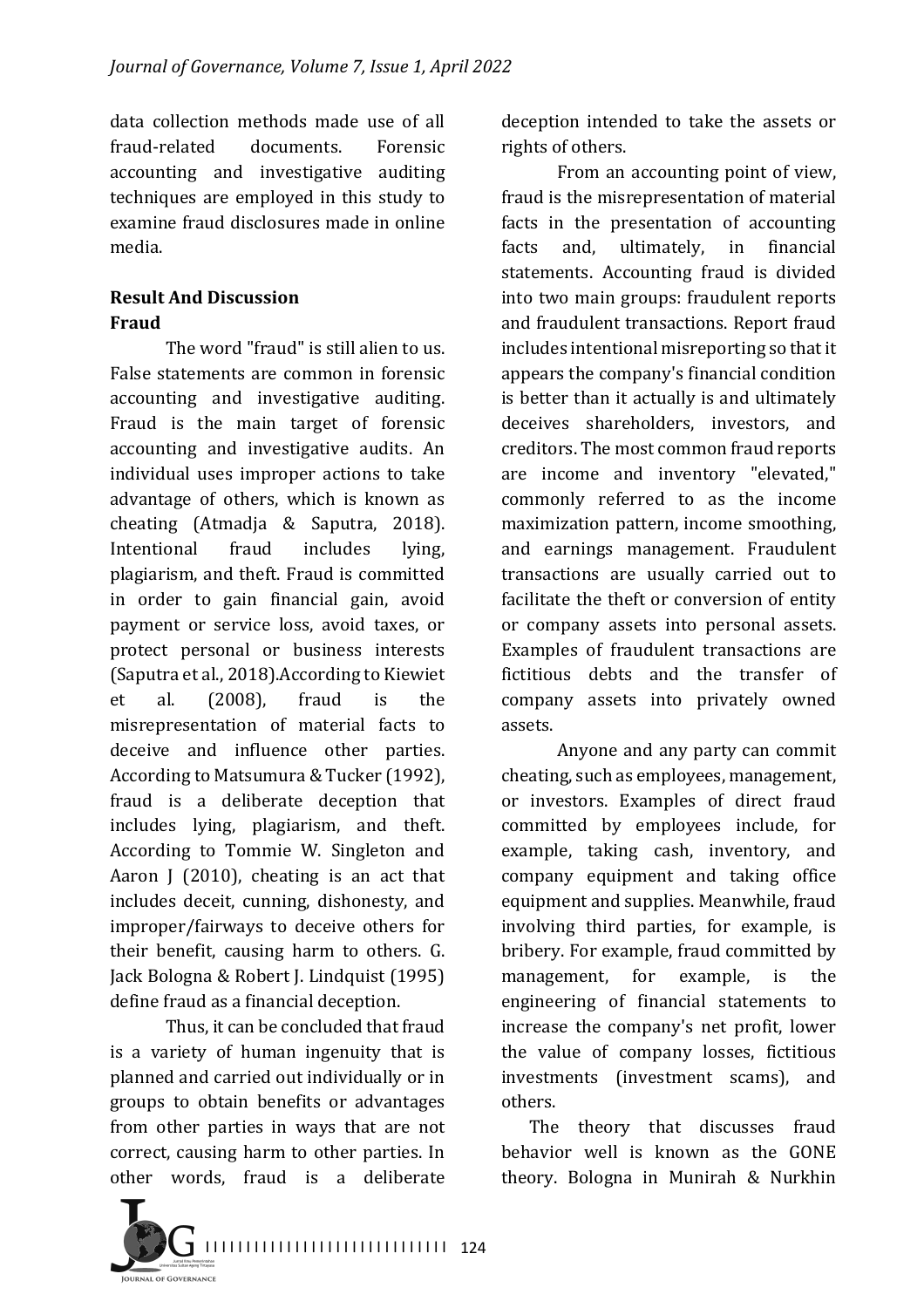data collection methods made use of all fraud-related documents. Forensic accounting and investigative auditing techniques are employed in this study to examine fraud disclosures made in online media.

## Result And Discussion

### Fraud

The word "fraud" is still alien to us. False statements are common in forensic accounting and investigative auditing. Fraud is the main target of forensic accounting and investigative audits. An individual uses improper actions to take advantage of others, which is known as cheating (Atmadja & Saputra, 2018). Intentional fraud includes lying, plagiarism, and theft. Fraud is committed in order to gain financial gain, avoid payment or service loss, avoid taxes, or protect personal or business interests (Saputra et al., 2018).According to Kiewiet et al. (2008), fraud is the misrepresentation of material facts to deceive and influence other parties. According to Matsumura & Tucker (1992), fraud is a deliberate deception that includes lying, plagiarism, and theft. According to Tommie W. Singleton and Aaron J (2010), cheating is an act that includes deceit, cunning, dishonesty, and improper/fairways to deceive others for their benefit, causing harm to others. G. Jack Bologna & Robert J. Lindquist (1995) define fraud as a financial deception.

Thus, it can be concluded that fraud is a variety of human ingenuity that is planned and carried out individually or in groups to obtain benefits or advantages from other parties in ways that are not correct, causing harm to other parties. In other words, fraud is a deliberate deception intended to take the assets or rights of others.

From an accounting point of view, fraud is the misrepresentation of material facts in the presentation of accounting facts and, ultimately, in financial statements. Accounting fraud is divided into two main groups: fraudulent reports and fraudulent transactions. Report fraud includes intentional misreporting so that it appears the company's financial condition is better than it actually is and ultimately deceives shareholders, investors, and creditors. The most common fraud reports are income and inventory "elevated," commonly referred to as the income maximization pattern, income smoothing, and earnings management. Fraudulent transactions are usually carried out to facilitate the theft or conversion of entity or company assets into personal assets. Examples of fraudulent transactions are fictitious debts and the transfer of company assets into privately owned assets.

Anyone and any party can commit cheating, such as employees, management, or investors. Examples of direct fraud committed by employees include, for example, taking cash, inventory, and company equipment and taking office equipment and supplies. Meanwhile, fraud involving third parties, for example, is bribery. For example, fraud committed by management, for example, is the engineering of financial statements to increase the company's net profit, lower the value of company losses, fictitious investments (investment scams), and others.

The theory that discusses fraud behavior well is known as the GONE theory. Bologna in Munirah & Nurkhin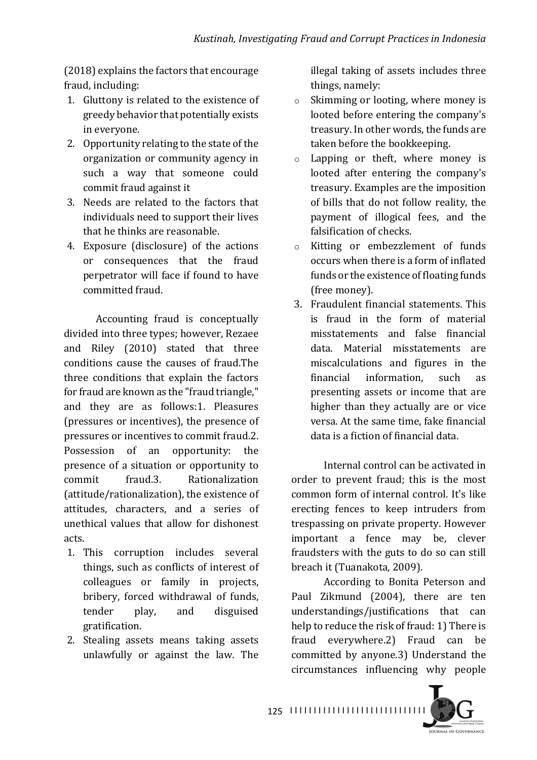(2018) explains the factors that encourage fraud, including:

1. Gluttony is related to the existence of greedy behavior that potentially exists in everyone.
2. Opportunity relating to the state of the organization or community agency in such a way that someone could commit fraud against it
3. Needs are related to the factors that individuals need to support their lives that he thinks are reasonable.
4. Exposure (disclosure) of the actions or consequences that the fraud perpetrator will face if found to have committed fraud.

Accounting fraud is conceptually divided into three types; however, Rezaee and Riley (2010) stated that three conditions cause the causes of fraud.The three conditions that explain the factors for fraud are known as the "fraud triangle," and they are as follows:1. Pleasures (pressures or incentives), the presence of pressures or incentives to commit fraud.2. Possession of an opportunity: the presence of a situation or opportunity to commit fraud.3. Rationalization (attitude/rationalization), the existence of attitudes, characters, and a series of unethical values that allow for dishonest acts.

1. This corruption includes several things, such as conflicts of interest of colleagues or family in projects, bribery, forced withdrawal of funds, tender play, and disguised gratification.
2. Stealing assets means taking assets unlawfully or against the law. The illegal taking of assets includes three things, namely:
   - Skimming or looting, where money is looted before entering the company's treasury. In other words, the funds are taken before the bookkeeping.
   - Lapping or theft, where money is looted after entering the company's treasury. Examples are the imposition of bills that do not follow reality, the payment of illogical fees, and the falsification of checks.
   - Kitting or embezzlement of funds occurs when there is a form of inflated funds or the existence of floating funds (free money).
3. Fraudulent financial statements. This is fraud in the form of material misstatements and false financial data. Material misstatements are miscalculations and figures in the financial information, such as presenting assets or income that are higher than they actually are or vice versa. At the same time, fake financial data is a fiction of financial data.

Internal control can be activated in order to prevent fraud; this is the most common form of internal control. It's like erecting fences to keep intruders from trespassing on private property. However important a fence may be, clever fraudsters with the guts to do so can still breach it (Tuanakota, 2009).

According to Bonita Peterson and Paul Zikmund (2004), there are ten understandings/justifications that can help to reduce the risk of fraud: 1) There is fraud everywhere.2) Fraud can be committed by anyone.3) Understand the circumstances influencing why people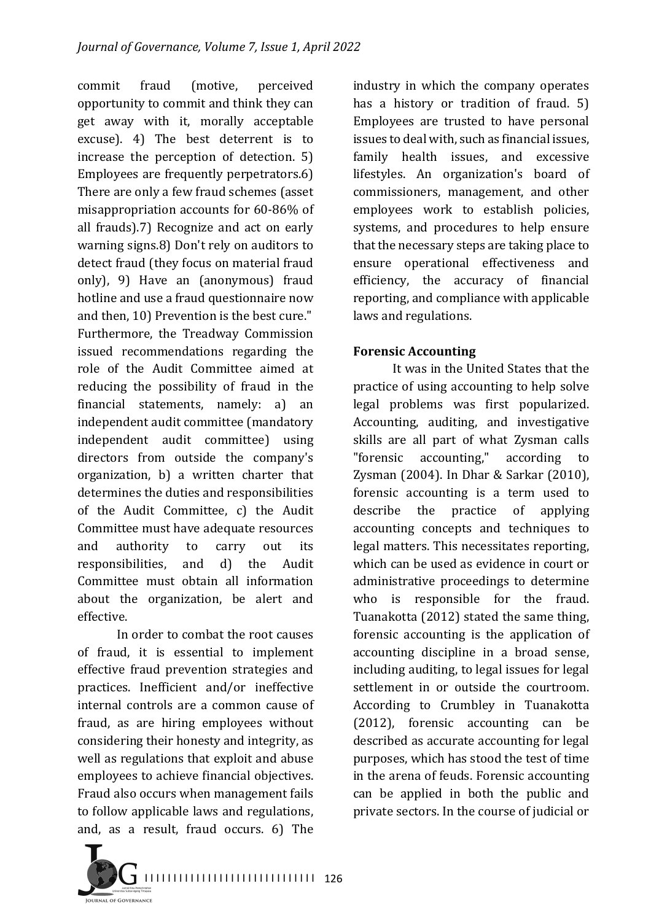commit fraud (motive, perceived opportunity to commit and think they can get away with it, morally acceptable excuse). 4) The best deterrent is to increase the perception of detection. 5) Employees are frequently perpetrators.6) There are only a few fraud schemes (asset misappropriation accounts for 60-86% of all frauds).7) Recognize and act on early warning signs.8) Don't rely on auditors to detect fraud (they focus on material fraud only), 9) Have an (anonymous) fraud hotline and use a fraud questionnaire now and then, 10) Prevention is the best cure." Furthermore, the Treadway Commission issued recommendations regarding the role of the Audit Committee aimed at reducing the possibility of fraud in the financial statements, namely: a) an independent audit committee (mandatory independent audit committee) using directors from outside the company's organization, b) a written charter that determines the duties and responsibilities of the Audit Committee, c) the Audit Committee must have adequate resources and authority to carry out its responsibilities, and d) the Audit Committee must obtain all information about the organization, be alert and effective.

In order to combat the root causes of fraud, it is essential to implement effective fraud prevention strategies and practices. Inefficient and/or ineffective internal controls are a common cause of fraud, as are hiring employees without considering their honesty and integrity, as well as regulations that exploit and abuse employees to achieve financial objectives. Fraud also occurs when management fails to follow applicable laws and regulations, and, as a result, fraud occurs. 6) The industry in which the company operates has a history or tradition of fraud. 5) Employees are trusted to have personal issues to deal with, such as financial issues, family health issues, and excessive lifestyles. An organization's board of commissioners, management, and other employees work to establish policies, systems, and procedures to help ensure that the necessary steps are taking place to ensure operational effectiveness and efficiency, the accuracy of financial reporting, and compliance with applicable laws and regulations.

**Forensic Accounting**

It was in the United States that the practice of using accounting to help solve legal problems was first popularized. Accounting, auditing, and investigative skills are all part of what Zysman calls "forensic accounting," according to Zysman (2004). In Dhar & Sarkar (2010), forensic accounting is a term used to describe the practice of applying accounting concepts and techniques to legal matters. This necessitates reporting, which can be used as evidence in court or administrative proceedings to determine who is responsible for the fraud. Tuanakotta (2012) stated the same thing, forensic accounting is the application of accounting discipline in a broad sense, including auditing, to legal issues for legal settlement in or outside the courtroom. According to Crumbley in Tuanakotta (2012), forensic accounting can be described as accurate accounting for legal purposes, which has stood the test of time in the arena of feuds. Forensic accounting can be applied in both the public and private sectors. In the course of judicial or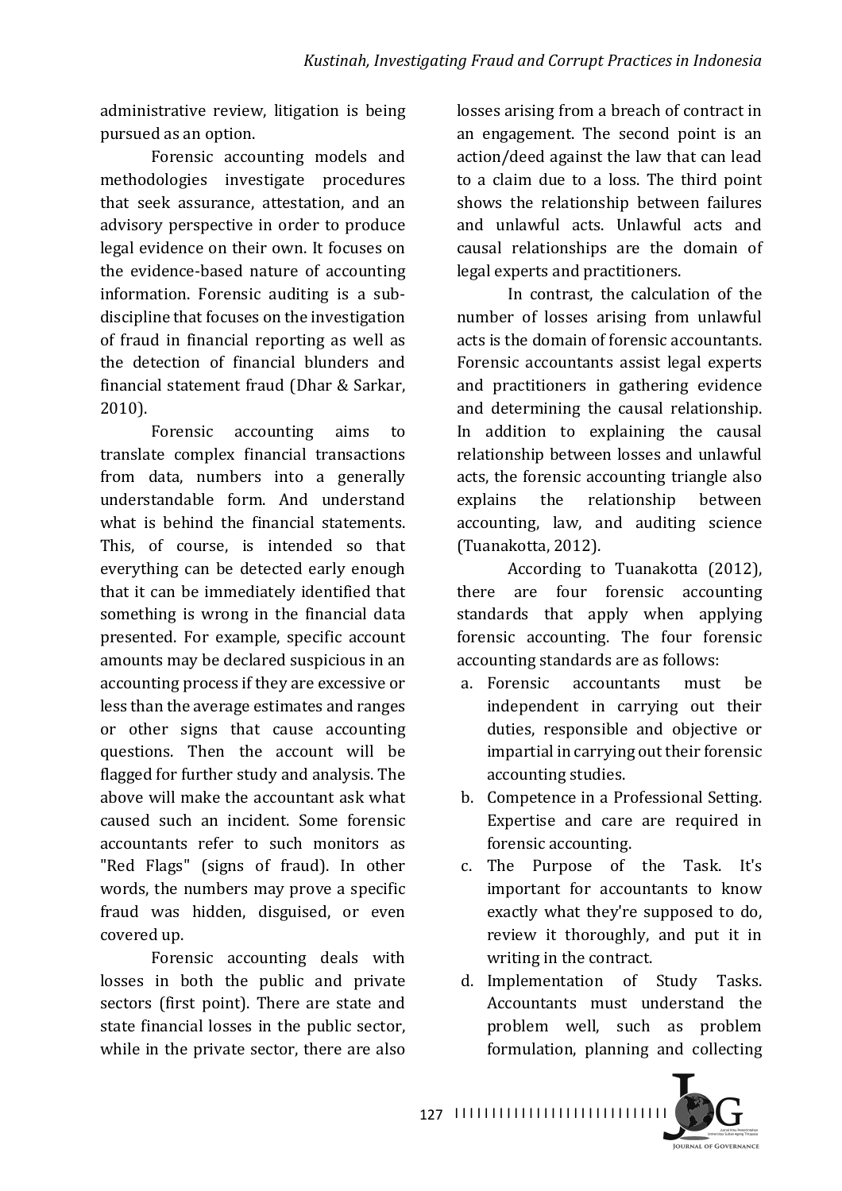administrative review, litigation is being pursued as an option.

Forensic accounting models and methodologies investigate procedures that seek assurance, attestation, and an advisory perspective in order to produce legal evidence on their own. It focuses on the evidence-based nature of accounting information. Forensic auditing is a sub-discipline that focuses on the investigation of fraud in financial reporting as well as the detection of financial blunders and financial statement fraud (Dhar & Sarkar, 2010).

Forensic accounting aims to translate complex financial transactions from data, numbers into a generally understandable form. And understand what is behind the financial statements. This, of course, is intended so that everything can be detected early enough that it can be immediately identified that something is wrong in the financial data presented. For example, specific account amounts may be declared suspicious in an accounting process if they are excessive or less than the average estimates and ranges or other signs that cause accounting questions. Then the account will be flagged for further study and analysis. The above will make the accountant ask what caused such an incident. Some forensic accountants refer to such monitors as "Red Flags" (signs of fraud). In other words, the numbers may prove a specific fraud was hidden, disguised, or even covered up.

Forensic accounting deals with losses in both the public and private sectors (first point). There are state and state financial losses in the public sector, while in the private sector, there are also losses arising from a breach of contract in an engagement. The second point is an action/deed against the law that can lead to a claim due to a loss. The third point shows the relationship between failures and unlawful acts. Unlawful acts and causal relationships are the domain of legal experts and practitioners.

In contrast, the calculation of the number of losses arising from unlawful acts is the domain of forensic accountants. Forensic accountants assist legal experts and practitioners in gathering evidence and determining the causal relationship. In addition to explaining the causal relationship between losses and unlawful acts, the forensic accounting triangle also explains the relationship between accounting, law, and auditing science (Tuanakotta, 2012).

According to Tuanakotta (2012), there are four forensic accounting standards that apply when applying forensic accounting. The four forensic accounting standards are as follows:

a. Forensic accountants must be independent in carrying out their duties, responsible and objective or impartial in carrying out their forensic accounting studies.
b. Competence in a Professional Setting. Expertise and care are required in forensic accounting.
c. The Purpose of the Task. It's important for accountants to know exactly what they're supposed to do, review it thoroughly, and put it in writing in the contract.
d. Implementation of Study Tasks. Accountants must understand the problem well, such as problem formulation, planning and collecting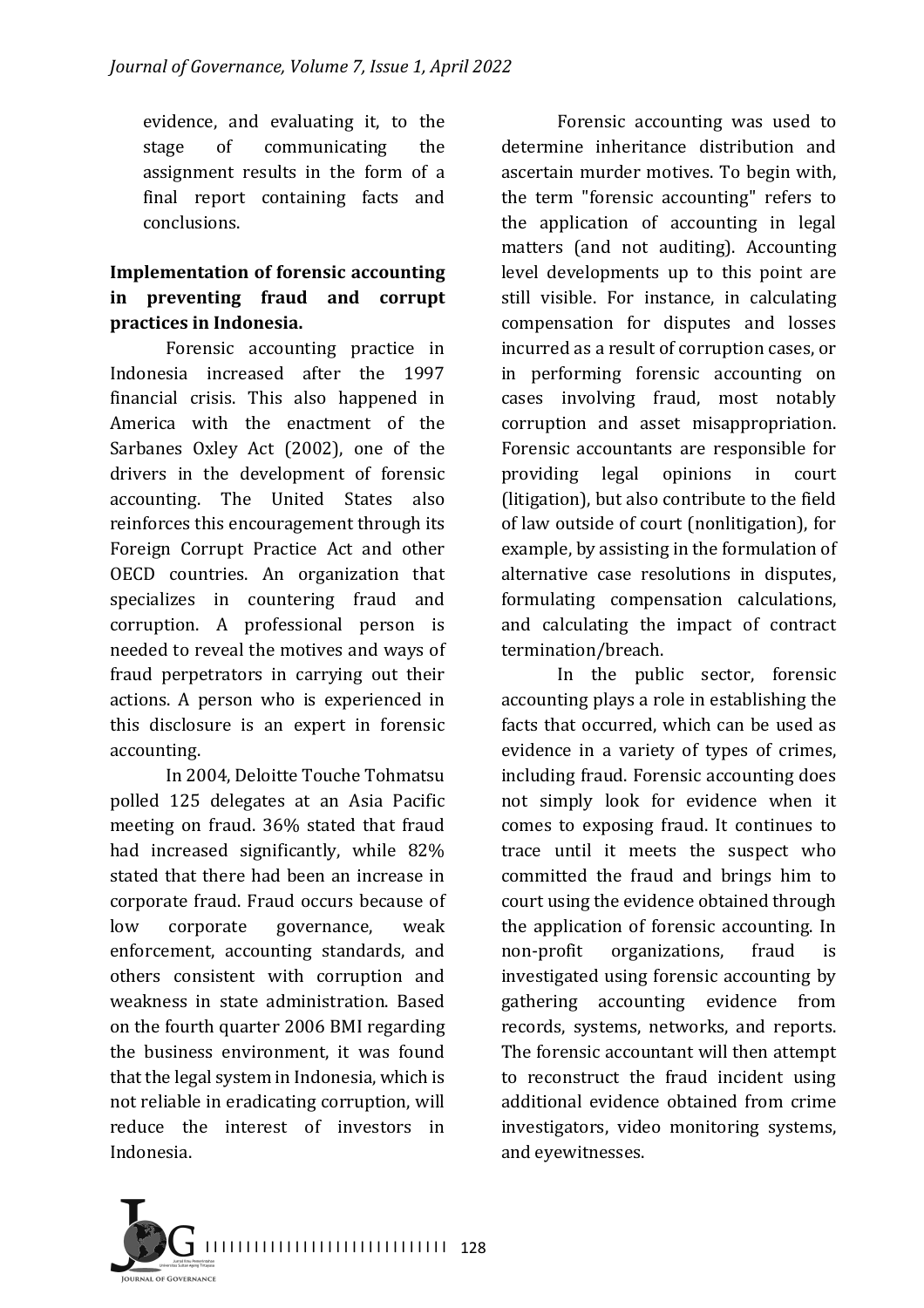evidence, and evaluating it, to the stage of communicating the assignment results in the form of a final report containing facts and conclusions.

**Implementation of forensic accounting in preventing fraud and corrupt practices in Indonesia.**

Forensic accounting practice in Indonesia increased after the 1997 financial crisis. This also happened in America with the enactment of the Sarbanes Oxley Act (2002), one of the drivers in the development of forensic accounting. The United States also reinforces this encouragement through its Foreign Corrupt Practice Act and other OECD countries. An organization that specializes in countering fraud and corruption. A professional person is needed to reveal the motives and ways of fraud perpetrators in carrying out their actions. A person who is experienced in this disclosure is an expert in forensic accounting.

In 2004, Deloitte Touche Tohmatsu polled 125 delegates at an Asia Pacific meeting on fraud. 36% stated that fraud had increased significantly, while 82% stated that there had been an increase in corporate fraud. Fraud occurs because of low corporate governance, weak enforcement, accounting standards, and others consistent with corruption and weakness in state administration. Based on the fourth quarter 2006 BMI regarding the business environment, it was found that the legal system in Indonesia, which is not reliable in eradicating corruption, will reduce the interest of investors in Indonesia.

Forensic accounting was used to determine inheritance distribution and ascertain murder motives. To begin with, the term "forensic accounting" refers to the application of accounting in legal matters (and not auditing). Accounting level developments up to this point are still visible. For instance, in calculating compensation for disputes and losses incurred as a result of corruption cases, or in performing forensic accounting on cases involving fraud, most notably corruption and asset misappropriation. Forensic accountants are responsible for providing legal opinions in court (litigation), but also contribute to the field of law outside of court (nonlitigation), for example, by assisting in the formulation of alternative case resolutions in disputes, formulating compensation calculations, and calculating the impact of contract termination/breach.

In the public sector, forensic accounting plays a role in establishing the facts that occurred, which can be used as evidence in a variety of types of crimes, including fraud. Forensic accounting does not simply look for evidence when it comes to exposing fraud. It continues to trace until it meets the suspect who committed the fraud and brings him to court using the evidence obtained through the application of forensic accounting. In non-profit organizations, fraud is investigated using forensic accounting by gathering accounting evidence from records, systems, networks, and reports. The forensic accountant will then attempt to reconstruct the fraud incident using additional evidence obtained from crime investigators, video monitoring systems, and eyewitnesses.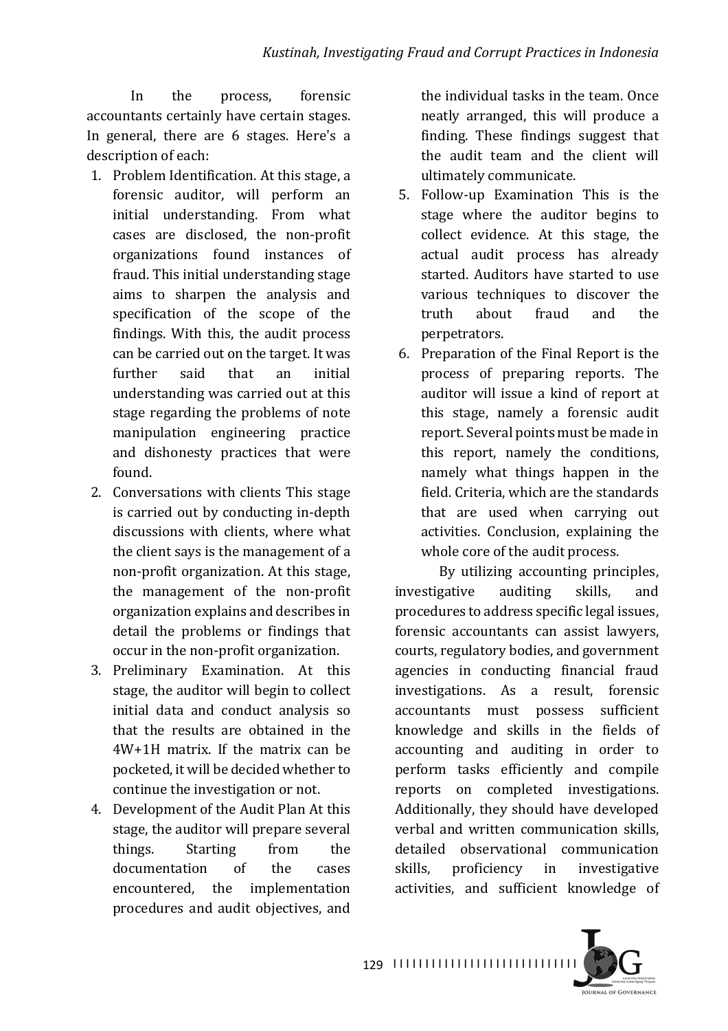In the process, forensic accountants certainly have certain stages. In general, there are 6 stages. Here's a description of each:

1. Problem Identification. At this stage, a forensic auditor, will perform an initial understanding. From what cases are disclosed, the non-profit organizations found instances of fraud. This initial understanding stage aims to sharpen the analysis and specification of the scope of the findings. With this, the audit process can be carried out on the target. It was further said that an initial understanding was carried out at this stage regarding the problems of note manipulation engineering practice and dishonesty practices that were found.
2. Conversations with clients This stage is carried out by conducting in-depth discussions with clients, where what the client says is the management of a non-profit organization. At this stage, the management of the non-profit organization explains and describes in detail the problems or findings that occur in the non-profit organization.
3. Preliminary Examination. At this stage, the auditor will begin to collect initial data and conduct analysis so that the results are obtained in the 4W+1H matrix. If the matrix can be pocketed, it will be decided whether to continue the investigation or not.
4. Development of the Audit Plan At this stage, the auditor will prepare several things. Starting from the documentation of the cases encountered, the implementation procedures and audit objectives, and the individual tasks in the team. Once neatly arranged, this will produce a finding. These findings suggest that the audit team and the client will ultimately communicate.
5. Follow-up Examination This is the stage where the auditor begins to collect evidence. At this stage, the actual audit process has already started. Auditors have started to use various techniques to discover the truth about fraud and the perpetrators.
6. Preparation of the Final Report is the process of preparing reports. The auditor will issue a kind of report at this stage, namely a forensic audit report. Several points must be made in this report, namely the conditions, namely what things happen in the field. Criteria, which are the standards that are used when carrying out activities. Conclusion, explaining the whole core of the audit process.

By utilizing accounting principles, investigative auditing skills, and procedures to address specific legal issues, forensic accountants can assist lawyers, courts, regulatory bodies, and government agencies in conducting financial fraud investigations. As a result, forensic accountants must possess sufficient knowledge and skills in the fields of accounting and auditing in order to perform tasks efficiently and compile reports on completed investigations. Additionally, they should have developed verbal and written communication skills, detailed observational communication skills, proficiency in investigative activities, and sufficient knowledge of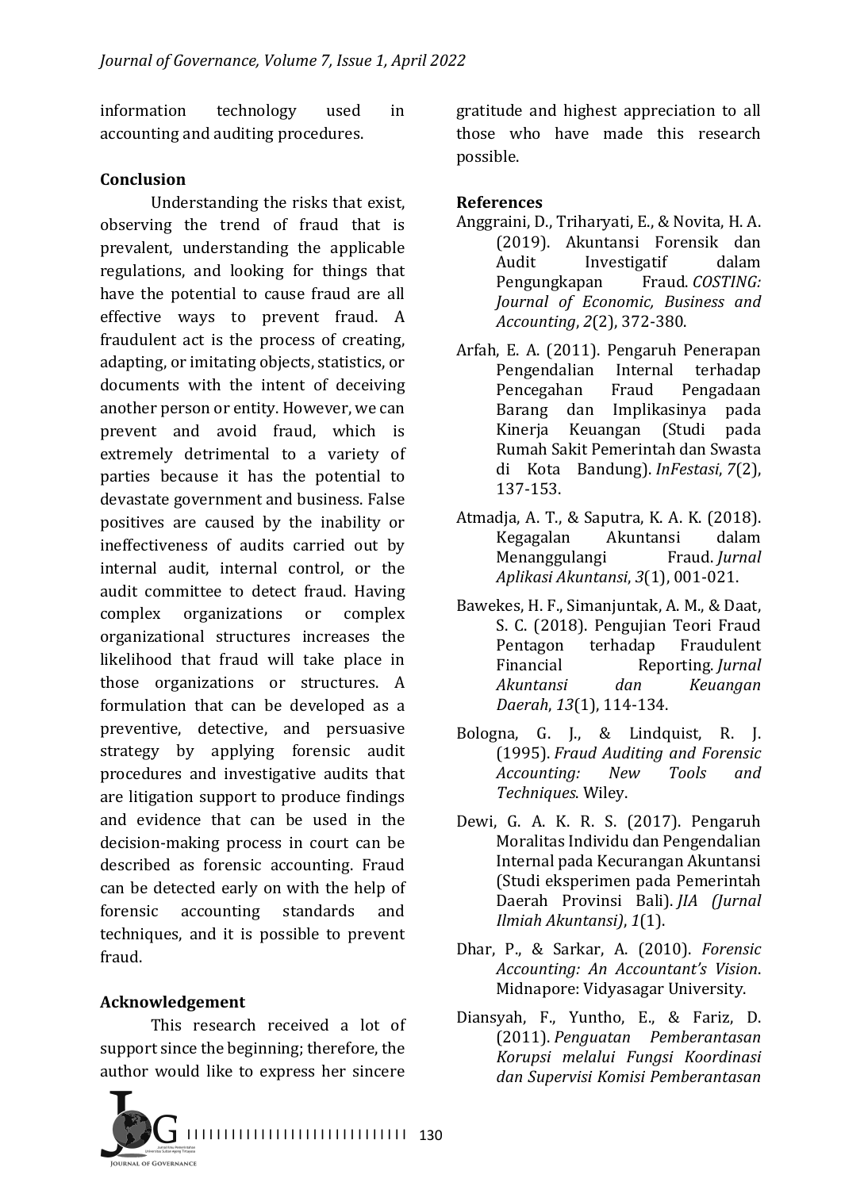information technology used in accounting and auditing procedures.

## Conclusion

Understanding the risks that exist, observing the trend of fraud that is prevalent, understanding the applicable regulations, and looking for things that have the potential to cause fraud are all effective ways to prevent fraud. A fraudulent act is the process of creating, adapting, or imitating objects, statistics, or documents with the intent of deceiving another person or entity. However, we can prevent and avoid fraud, which is extremely detrimental to a variety of parties because it has the potential to devastate government and business. False positives are caused by the inability or ineffectiveness of audits carried out by internal audit, internal control, or the audit committee to detect fraud. Having complex organizations or complex organizational structures increases the likelihood that fraud will take place in those organizations or structures. A formulation that can be developed as a preventive, detective, and persuasive strategy by applying forensic audit procedures and investigative audits that are litigation support to produce findings and evidence that can be used in the decision-making process in court can be described as forensic accounting. Fraud can be detected early on with the help of forensic accounting standards and techniques, and it is possible to prevent fraud.

## Acknowledgement

This research received a lot of support since the beginning; therefore, the author would like to express her sincere gratitude and highest appreciation to all those who have made this research possible.

## References

Anggraini, D., Triharyati, E., & Novita, H. A. (2019). Akuntansi Forensik dan Audit Investigatif dalam Pengungkapan Fraud. *COSTING: Journal of Economic, Business and Accounting*, *2*(2), 372-380.

Arfah, E. A. (2011). Pengaruh Penerapan Pengendalian Internal terhadap Pencegahan Fraud Pengadaan Barang dan Implikasinya pada Kinerja Keuangan (Studi pada Rumah Sakit Pemerintah dan Swasta di Kota Bandung). *InFestasi*, *7*(2), 137-153.

Atmadja, A. T., & Saputra, K. A. K. (2018). Kegagalan Akuntansi dalam Menanggulangi Fraud. *Jurnal Aplikasi Akuntansi*, *3*(1), 001-021.

Bawekes, H. F., Simanjuntak, A. M., & Daat, S. C. (2018). Pengujian Teori Fraud Pentagon terhadap Fraudulent Financial Reporting. *Jurnal Akuntansi dan Keuangan Daerah*, *13*(1), 114-134.

Bologna, G. J., & Lindquist, R. J. (1995). *Fraud Auditing and Forensic Accounting: New Tools and Techniques*. Wiley.

Dewi, G. A. K. R. S. (2017). Pengaruh Moralitas Individu dan Pengendalian Internal pada Kecurangan Akuntansi (Studi eksperimen pada Pemerintah Daerah Provinsi Bali). *JIA (Jurnal Ilmiah Akuntansi)*, *1*(1).

Dhar, P., & Sarkar, A. (2010). *Forensic Accounting: An Accountant's Vision*. Midnapore: Vidyasagar University.

Diansyah, F., Yuntho, E., & Fariz, D. (2011). *Penguatan Pemberantasan Korupsi melalui Fungsi Koordinasi dan Supervisi Komisi Pemberantasan*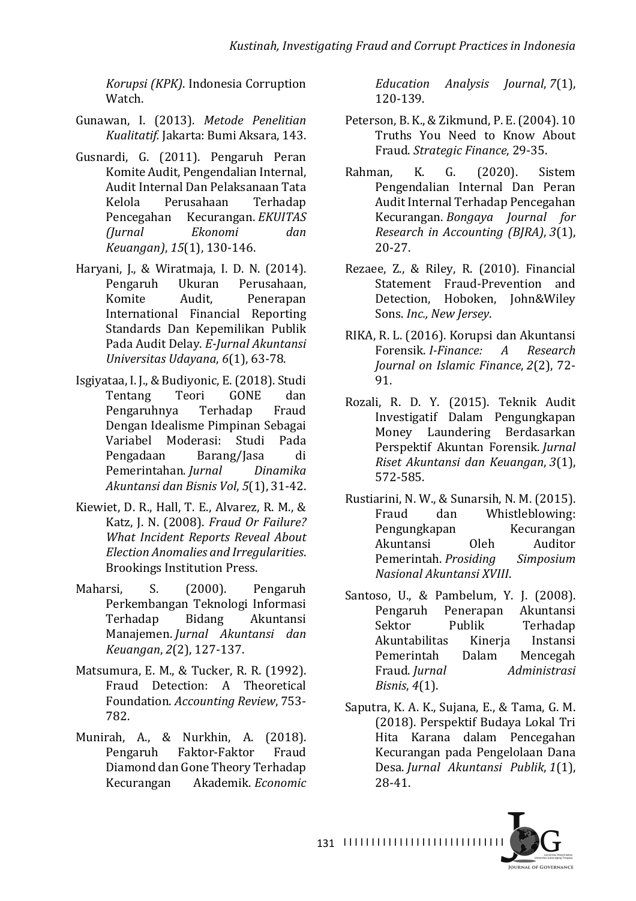*Korupsi (KPK)*. Indonesia Corruption Watch.

Gunawan, I. (2013). *Metode Penelitian Kualitatif.* Jakarta: Bumi Aksara, 143.

Gusnardi, G. (2011). Pengaruh Peran Komite Audit, Pengendalian Internal, Audit Internal Dan Pelaksanaan Tata Kelola Perusahaan Terhadap Pencegahan Kecurangan. *EKUITAS (Jurnal Ekonomi dan Keuangan)*, *15*(1), 130-146.

Haryani, J., & Wiratmaja, I. D. N. (2014). Pengaruh Ukuran Perusahaan, Komite Audit, Penerapan International Financial Reporting Standards Dan Kepemilikan Publik Pada Audit Delay. *E-Jurnal Akuntansi Universitas Udayana*, *6*(1), 63-78.

Isgiyataa, I. J., & Budiyonic, E. (2018). Studi Tentang Teori GONE dan Pengaruhnya Terhadap Fraud Dengan Idealisme Pimpinan Sebagai Variabel Moderasi: Studi Pada Pengadaan Barang/Jasa di Pemerintahan. *Jurnal Dinamika Akuntansi dan Bisnis Vol*, *5*(1), 31-42.

Kiewiet, D. R., Hall, T. E., Alvarez, R. M., & Katz, J. N. (2008). *Fraud Or Failure? What Incident Reports Reveal About Election Anomalies and Irregularities*. Brookings Institution Press.

Maharsi, S. (2000). Pengaruh Perkembangan Teknologi Informasi Terhadap Bidang Akuntansi Manajemen. *Jurnal Akuntansi dan Keuangan*, *2*(2), 127-137.

Matsumura, E. M., & Tucker, R. R. (1992). Fraud Detection: A Theoretical Foundation. *Accounting Review*, 753-782.

Munirah, A., & Nurkhin, A. (2018). Pengaruh Faktor-Faktor Fraud Diamond dan Gone Theory Terhadap Kecurangan Akademik. *Economic Education Analysis Journal*, *7*(1), 120-139.

Peterson, B. K., & Zikmund, P. E. (2004). 10 Truths You Need to Know About Fraud. *Strategic Finance*, 29-35.

Rahman, K. G. (2020). Sistem Pengendalian Internal Dan Peran Audit Internal Terhadap Pencegahan Kecurangan. *Bongaya Journal for Research in Accounting (BJRA)*, *3*(1), 20-27.

Rezaee, Z., & Riley, R. (2010). Financial Statement Fraud-Prevention and Detection, Hoboken, John&Wiley Sons. *Inc., New Jersey*.

RIKA, R. L. (2016). Korupsi dan Akuntansi Forensik. *I-Finance: A Research Journal on Islamic Finance*, *2*(2), 72-91.

Rozali, R. D. Y. (2015). Teknik Audit Investigatif Dalam Pengungkapan Money Laundering Berdasarkan Perspektif Akuntan Forensik. *Jurnal Riset Akuntansi dan Keuangan*, *3*(1), 572-585.

Rustiarini, N. W., & Sunarsih, N. M. (2015). Fraud dan Whistleblowing: Pengungkapan Kecurangan Akuntansi Oleh Auditor Pemerintah. *Prosiding Simposium Nasional Akuntansi XVIII*.

Santoso, U., & Pambelum, Y. J. (2008). Pengaruh Penerapan Akuntansi Sektor Publik Terhadap Akuntabilitas Kinerja Instansi Pemerintah Dalam Mencegah Fraud. *Jurnal Administrasi Bisnis*, *4*(1).

Saputra, K. A. K., Sujana, E., & Tama, G. M. (2018). Perspektif Budaya Lokal Tri Hita Karana dalam Pencegahan Kecurangan pada Pengelolaan Dana Desa. *Jurnal Akuntansi Publik*, *1*(1), 28-41.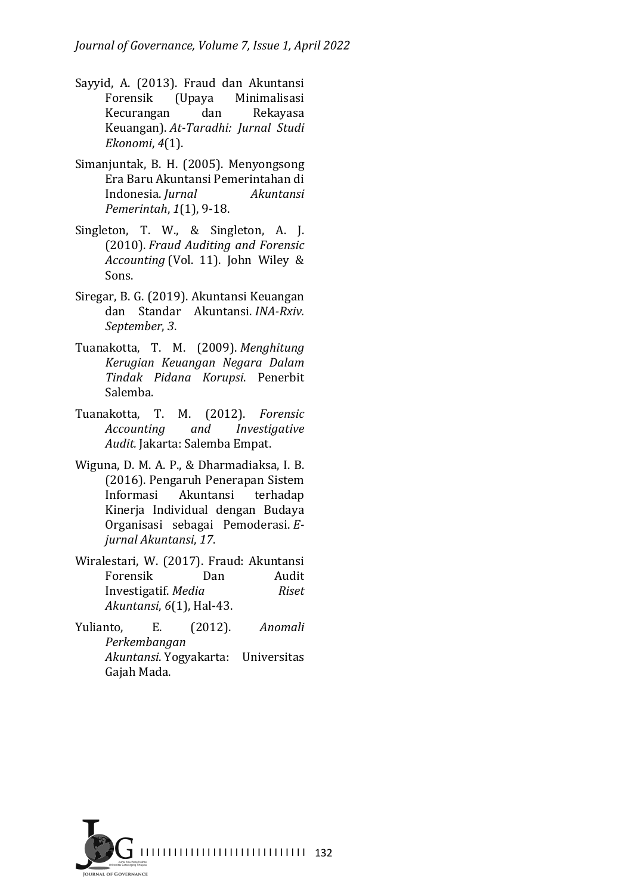Sayyid, A. (2013). Fraud dan Akuntansi Forensik (Upaya Minimalisasi Kecurangan dan Rekayasa Keuangan). *At-Taradhi: Jurnal Studi Ekonomi*, *4*(1).

Simanjuntak, B. H. (2005). Menyongsong Era Baru Akuntansi Pemerintahan di Indonesia. *Jurnal Akuntansi Pemerintah*, *1*(1), 9-18.

Singleton, T. W., & Singleton, A. J. (2010). *Fraud Auditing and Forensic Accounting* (Vol. 11). John Wiley & Sons.

Siregar, B. G. (2019). Akuntansi Keuangan dan Standar Akuntansi. *INA-Rxiv. September*, *3*.

Tuanakotta, T. M. (2009). *Menghitung Kerugian Keuangan Negara Dalam Tindak Pidana Korupsi*. Penerbit Salemba.

Tuanakotta, T. M. (2012). *Forensic Accounting and Investigative Audit.* Jakarta: Salemba Empat.

Wiguna, D. M. A. P., & Dharmadiaksa, I. B. (2016). Pengaruh Penerapan Sistem Informasi Akuntansi terhadap Kinerja Individual dengan Budaya Organisasi sebagai Pemoderasi. *E-jurnal Akuntansi*, *17*.

Wiralestari, W. (2017). Fraud: Akuntansi Forensik Dan Audit Investigatif. *Media Riset Akuntansi*, *6*(1), Hal-43.

Yulianto, E. (2012). *Anomali Perkembangan Akuntansi*. Yogyakarta: Universitas Gajah Mada.